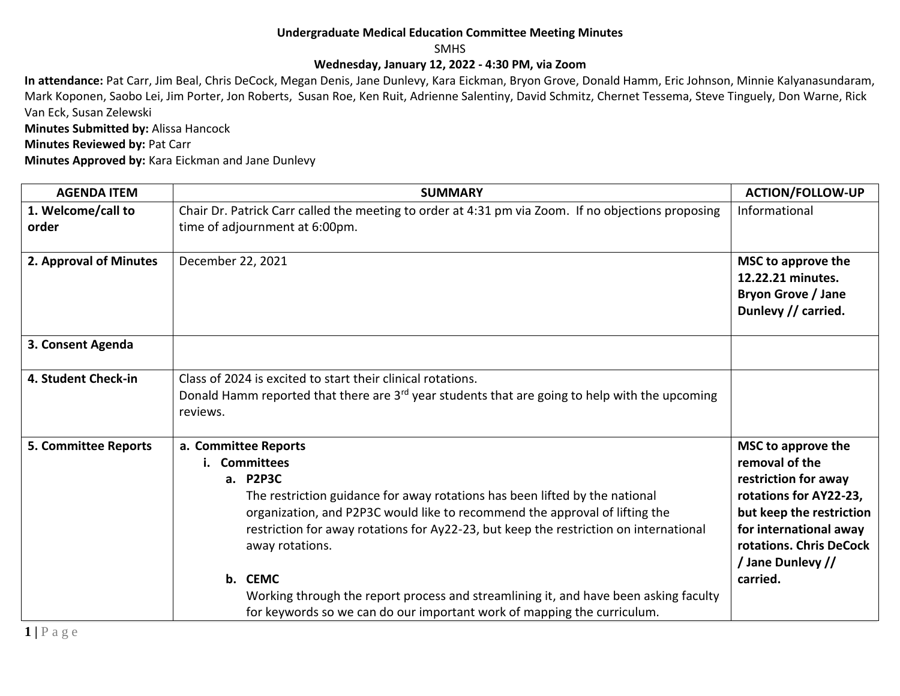**Undergraduate Medical Education Committee Meeting Minutes**

SMHS

**Wednesday, January 12, 2022 - 4:30 PM, via Zoom**

**In attendance:** Pat Carr, Jim Beal, Chris DeCock, Megan Denis, Jane Dunlevy, Kara Eickman, Bryon Grove, Donald Hamm, Eric Johnson, Minnie Kalyanasundaram, Mark Koponen, Saobo Lei, Jim Porter, Jon Roberts, Susan Roe, Ken Ruit, Adrienne Salentiny, David Schmitz, Chernet Tessema, Steve Tinguely, Don Warne, Rick Van Eck, Susan Zelewski

**Minutes Submitted by:** Alissa Hancock

**Minutes Reviewed by:** Pat Carr

**Minutes Approved by:** Kara Eickman and Jane Dunlevy

| AGENDA ITEM | SUMMARY | ACTION/FOLLOW-UP |
|---|---|---|
| **1. Welcome/call to order** | Chair Dr. Patrick Carr called the meeting to order at 4:31 pm via Zoom. If no objections proposing time of adjournment at 6:00pm. | Informational |
| **2. Approval of Minutes** | December 22, 2021 | **MSC to approve the 12.22.21 minutes. Bryon Grove / Jane Dunlevy // carried.** |
| **3. Consent Agenda** | | |
| **4. Student Check-in** | Class of 2024 is excited to start their clinical rotations.<br>Donald Hamm reported that there are 3rd year students that are going to help with the upcoming reviews. | |
| **5. Committee Reports** | **a. Committee Reports**<br>**i. Committees**<br>**a. P2P3C**<br>The restriction guidance for away rotations has been lifted by the national organization, and P2P3C would like to recommend the approval of lifting the restriction for away rotations for Ay22-23, but keep the restriction on international away rotations.<br><br>**b. CEMC**<br>Working through the report process and streamlining it, and have been asking faculty for keywords so we can do our important work of mapping the curriculum. | **MSC to approve the removal of the restriction for away rotations for AY22-23, but keep the restriction for international away rotations. Chris DeCock / Jane Dunlevy // carried.** |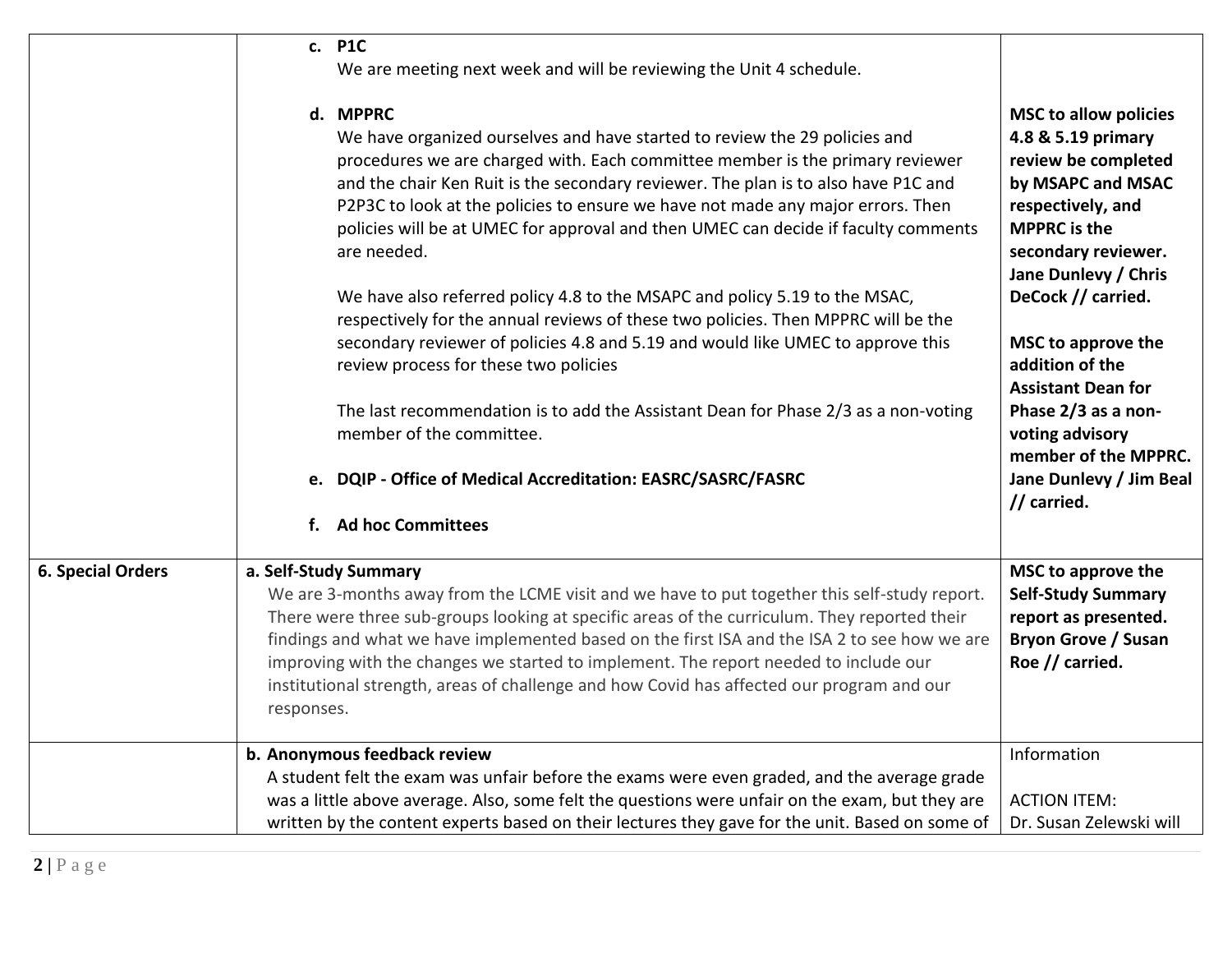| | | |
|---|---|---|
| | **c. P1C**<br>We are meeting next week and will be reviewing the Unit 4 schedule.<br><br>**d. MPPRC**<br>We have organized ourselves and have started to review the 29 policies and procedures we are charged with. Each committee member is the primary reviewer and the chair Ken Ruit is the secondary reviewer. The plan is to also have P1C and P2P3C to look at the policies to ensure we have not made any major errors. Then policies will be at UMEC for approval and then UMEC can decide if faculty comments are needed.<br><br>We have also referred policy 4.8 to the MSAPC and policy 5.19 to the MSAC, respectively for the annual reviews of these two policies. Then MPPRC will be the secondary reviewer of policies 4.8 and 5.19 and would like UMEC to approve this review process for these two policies<br><br>The last recommendation is to add the Assistant Dean for Phase 2/3 as a non-voting member of the committee.<br><br>**e. DQIP - Office of Medical Accreditation: EASRC/SASRC/FASRC**<br><br>**f. Ad hoc Committees** | **MSC to allow policies 4.8 & 5.19 primary review be completed by MSAPC and MSAC respectively, and MPPRC is the secondary reviewer. Jane Dunlevy / Chris DeCock // carried.**<br><br>**MSC to approve the addition of the Assistant Dean for Phase 2/3 as a non-voting advisory member of the MPPRC. Jane Dunlevy / Jim Beal // carried.** |
| **6. Special Orders** | **a. Self-Study Summary**<br>We are 3-months away from the LCME visit and we have to put together this self-study report. There were three sub-groups looking at specific areas of the curriculum. They reported their findings and what we have implemented based on the first ISA and the ISA 2 to see how we are improving with the changes we started to implement. The report needed to include our institutional strength, areas of challenge and how Covid has affected our program and our responses. | **MSC to approve the Self-Study Summary report as presented. Bryon Grove / Susan Roe // carried.** |
| | **b. Anonymous feedback review**<br>A student felt the exam was unfair before the exams were even graded, and the average grade was a little above average. Also, some felt the questions were unfair on the exam, but they are written by the content experts based on their lectures they gave for the unit. Based on some of | Information<br><br>ACTION ITEM:<br>Dr. Susan Zelewski will |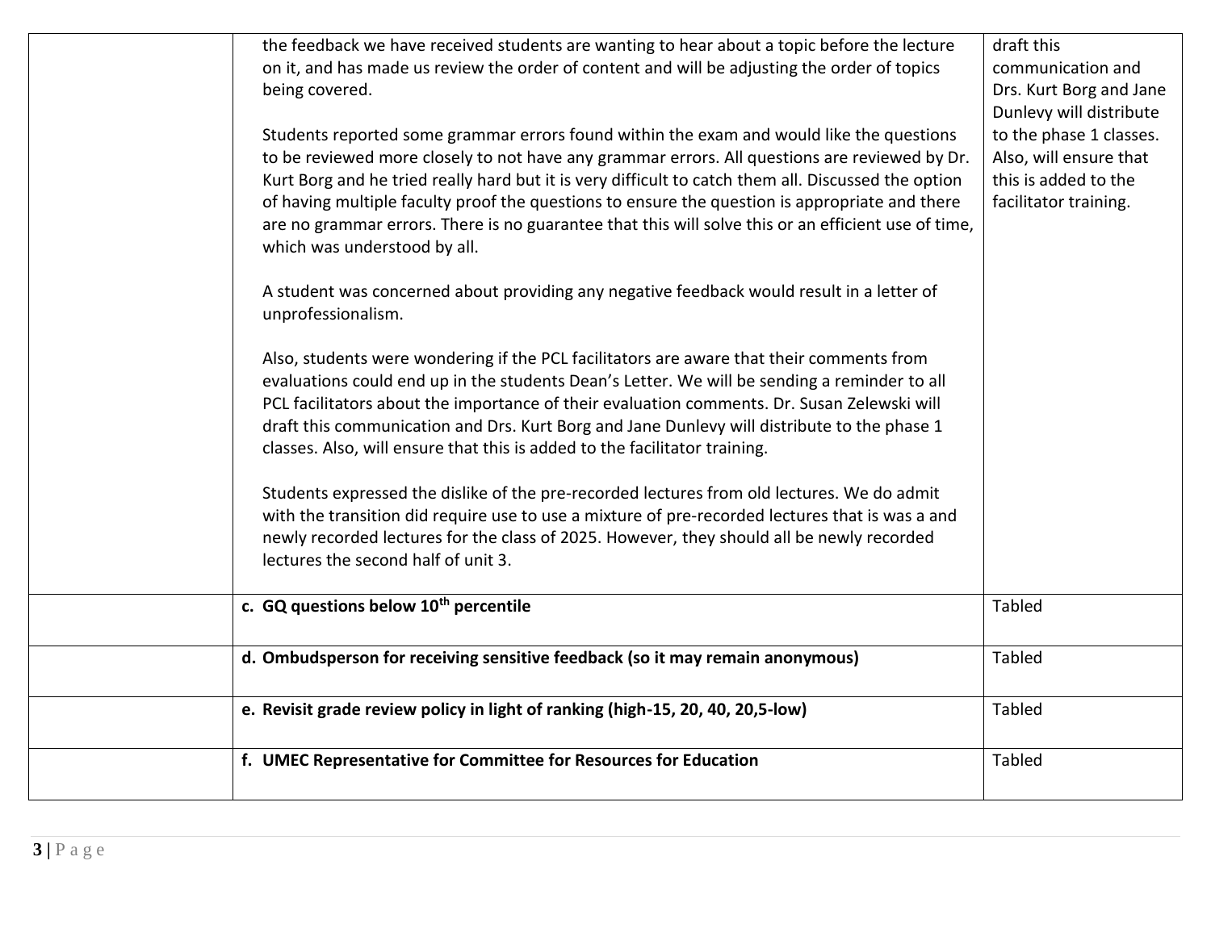| | | |
|---|---|---|
| | the feedback we have received students are wanting to hear about a topic before the lecture on it, and has made us review the order of content and will be adjusting the order of topics being covered.<br><br>Students reported some grammar errors found within the exam and would like the questions to be reviewed more closely to not have any grammar errors. All questions are reviewed by Dr. Kurt Borg and he tried really hard but it is very difficult to catch them all. Discussed the option of having multiple faculty proof the questions to ensure the question is appropriate and there are no grammar errors. There is no guarantee that this will solve this or an efficient use of time, which was understood by all.<br><br>A student was concerned about providing any negative feedback would result in a letter of unprofessionalism.<br><br>Also, students were wondering if the PCL facilitators are aware that their comments from evaluations could end up in the students Dean's Letter. We will be sending a reminder to all PCL facilitators about the importance of their evaluation comments. Dr. Susan Zelewski will draft this communication and Drs. Kurt Borg and Jane Dunlevy will distribute to the phase 1 classes. Also, will ensure that this is added to the facilitator training.<br><br>Students expressed the dislike of the pre-recorded lectures from old lectures. We do admit with the transition did require use to use a mixture of pre-recorded lectures that is was a and newly recorded lectures for the class of 2025. However, they should all be newly recorded lectures the second half of unit 3. | draft this communication and Drs. Kurt Borg and Jane Dunlevy will distribute to the phase 1 classes. Also, will ensure that this is added to the facilitator training. |
| | **c. GQ questions below 10th percentile** | Tabled |
| | **d. Ombudsperson for receiving sensitive feedback (so it may remain anonymous)** | Tabled |
| | **e. Revisit grade review policy in light of ranking (high-15, 20, 40, 20,5-low)** | Tabled |
| | **f. UMEC Representative for Committee for Resources for Education** | Tabled |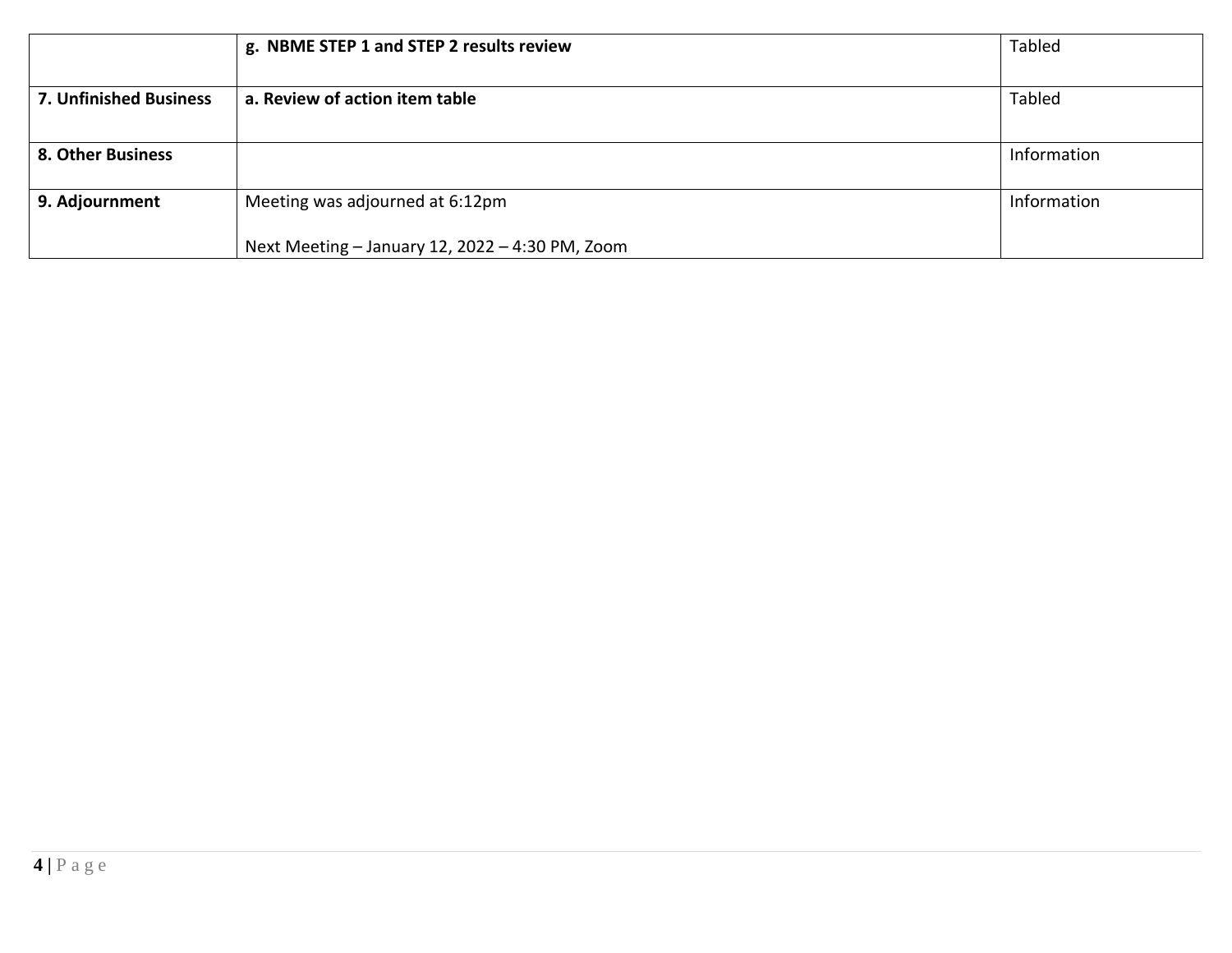| | | |
|---|---|---|
| | **g. NBME STEP 1 and STEP 2 results review** | Tabled |
| **7. Unfinished Business** | **a. Review of action item table** | Tabled |
| **8. Other Business** | | Information |
| **9. Adjournment** | Meeting was adjourned at 6:12pm<br><br>Next Meeting – January 12, 2022 – 4:30 PM, Zoom | Information |